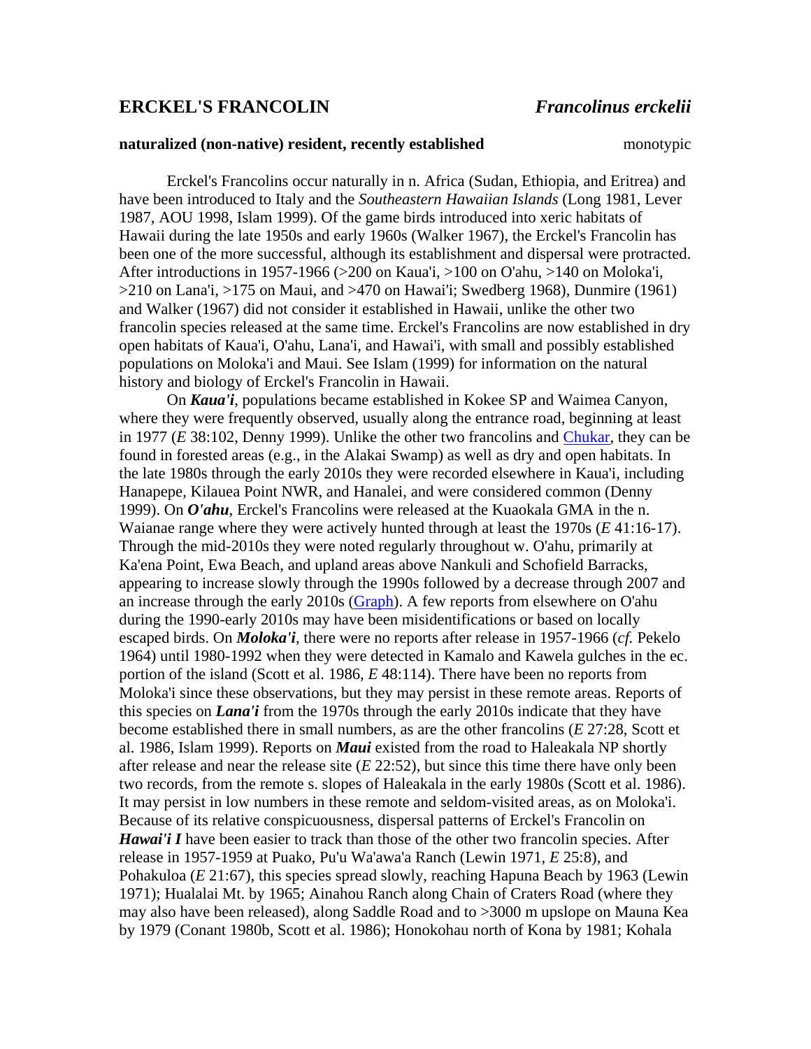## ERCKEL'S FRANCOLIN *Francolinus erckelii*

**naturalized (non-native) resident, recently established** monotypic

Erckel's Francolins occur naturally in n. Africa (Sudan, Ethiopia, and Eritrea) and have been introduced to Italy and the *Southeastern Hawaiian Islands* (Long 1981, Lever 1987, AOU 1998, Islam 1999). Of the game birds introduced into xeric habitats of Hawaii during the late 1950s and early 1960s (Walker 1967), the Erckel's Francolin has been one of the more successful, although its establishment and dispersal were protracted. After introductions in 1957-1966 (>200 on Kaua'i, >100 on O'ahu, >140 on Moloka'i, >210 on Lana'i, >175 on Maui, and >470 on Hawai'i; Swedberg 1968), Dunmire (1961) and Walker (1967) did not consider it established in Hawaii, unlike the other two francolin species released at the same time. Erckel's Francolins are now established in dry open habitats of Kaua'i, O'ahu, Lana'i, and Hawai'i, with small and possibly established populations on Moloka'i and Maui. See Islam (1999) for information on the natural history and biology of Erckel's Francolin in Hawaii.

On ***Kaua'i***, populations became established in Kokee SP and Waimea Canyon, where they were frequently observed, usually along the entrance road, beginning at least in 1977 (*E* 38:102, Denny 1999). Unlike the other two francolins and Chukar, they can be found in forested areas (e.g., in the Alakai Swamp) as well as dry and open habitats. In the late 1980s through the early 2010s they were recorded elsewhere in Kaua'i, including Hanapepe, Kilauea Point NWR, and Hanalei, and were considered common (Denny 1999). On ***O'ahu***, Erckel's Francolins were released at the Kuaokala GMA in the n. Waianae range where they were actively hunted through at least the 1970s (*E* 41:16-17). Through the mid-2010s they were noted regularly throughout w. O'ahu, primarily at Ka'ena Point, Ewa Beach, and upland areas above Nankuli and Schofield Barracks, appearing to increase slowly through the 1990s followed by a decrease through 2007 and an increase through the early 2010s (Graph). A few reports from elsewhere on O'ahu during the 1990-early 2010s may have been misidentifications or based on locally escaped birds. On ***Moloka'i***, there were no reports after release in 1957-1966 (*cf.* Pekelo 1964) until 1980-1992 when they were detected in Kamalo and Kawela gulches in the ec. portion of the island (Scott et al. 1986, *E* 48:114). There have been no reports from Moloka'i since these observations, but they may persist in these remote areas. Reports of this species on ***Lana'i*** from the 1970s through the early 2010s indicate that they have become established there in small numbers, as are the other francolins (*E* 27:28, Scott et al. 1986, Islam 1999). Reports on ***Maui*** existed from the road to Haleakala NP shortly after release and near the release site (*E* 22:52), but since this time there have only been two records, from the remote s. slopes of Haleakala in the early 1980s (Scott et al. 1986). It may persist in low numbers in these remote and seldom-visited areas, as on Moloka'i. Because of its relative conspicuousness, dispersal patterns of Erckel's Francolin on ***Hawai'i I*** have been easier to track than those of the other two francolin species. After release in 1957-1959 at Puako, Pu'u Wa'awa'a Ranch (Lewin 1971, *E* 25:8), and Pohakuloa (*E* 21:67), this species spread slowly, reaching Hapuna Beach by 1963 (Lewin 1971); Hualalai Mt. by 1965; Ainahou Ranch along Chain of Craters Road (where they may also have been released), along Saddle Road and to >3000 m upslope on Mauna Kea by 1979 (Conant 1980b, Scott et al. 1986); Honokohau north of Kona by 1981; Kohala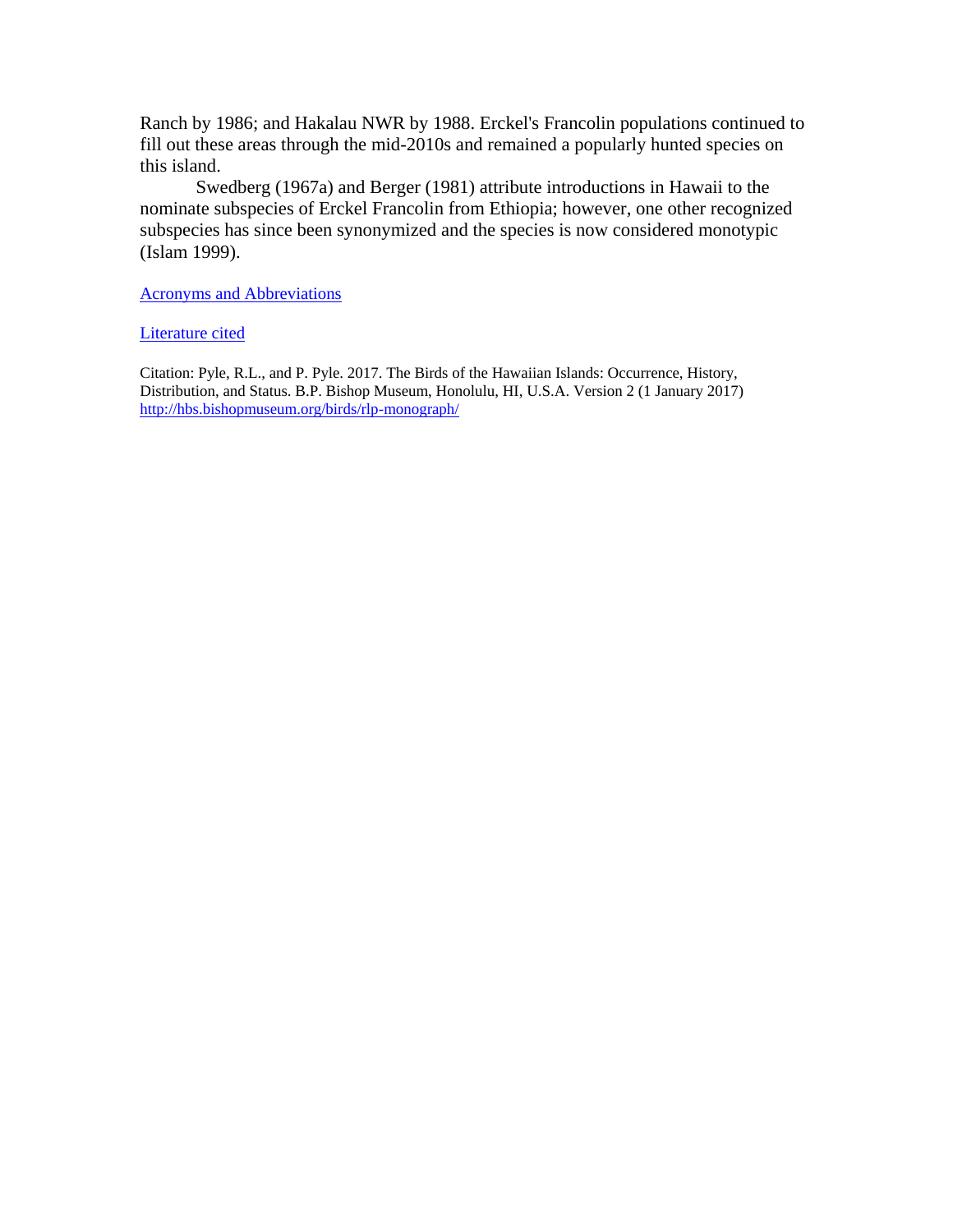Ranch by 1986; and Hakalau NWR by 1988. Erckel's Francolin populations continued to fill out these areas through the mid-2010s and remained a popularly hunted species on this island.

Swedberg (1967a) and Berger (1981) attribute introductions in Hawaii to the nominate subspecies of Erckel Francolin from Ethiopia; however, one other recognized subspecies has since been synonymized and the species is now considered monotypic (Islam 1999).

Acronyms and Abbreviations

Literature cited

Citation: Pyle, R.L., and P. Pyle. 2017. The Birds of the Hawaiian Islands: Occurrence, History, Distribution, and Status. B.P. Bishop Museum, Honolulu, HI, U.S.A. Version 2 (1 January 2017) http://hbs.bishopmuseum.org/birds/rlp-monograph/